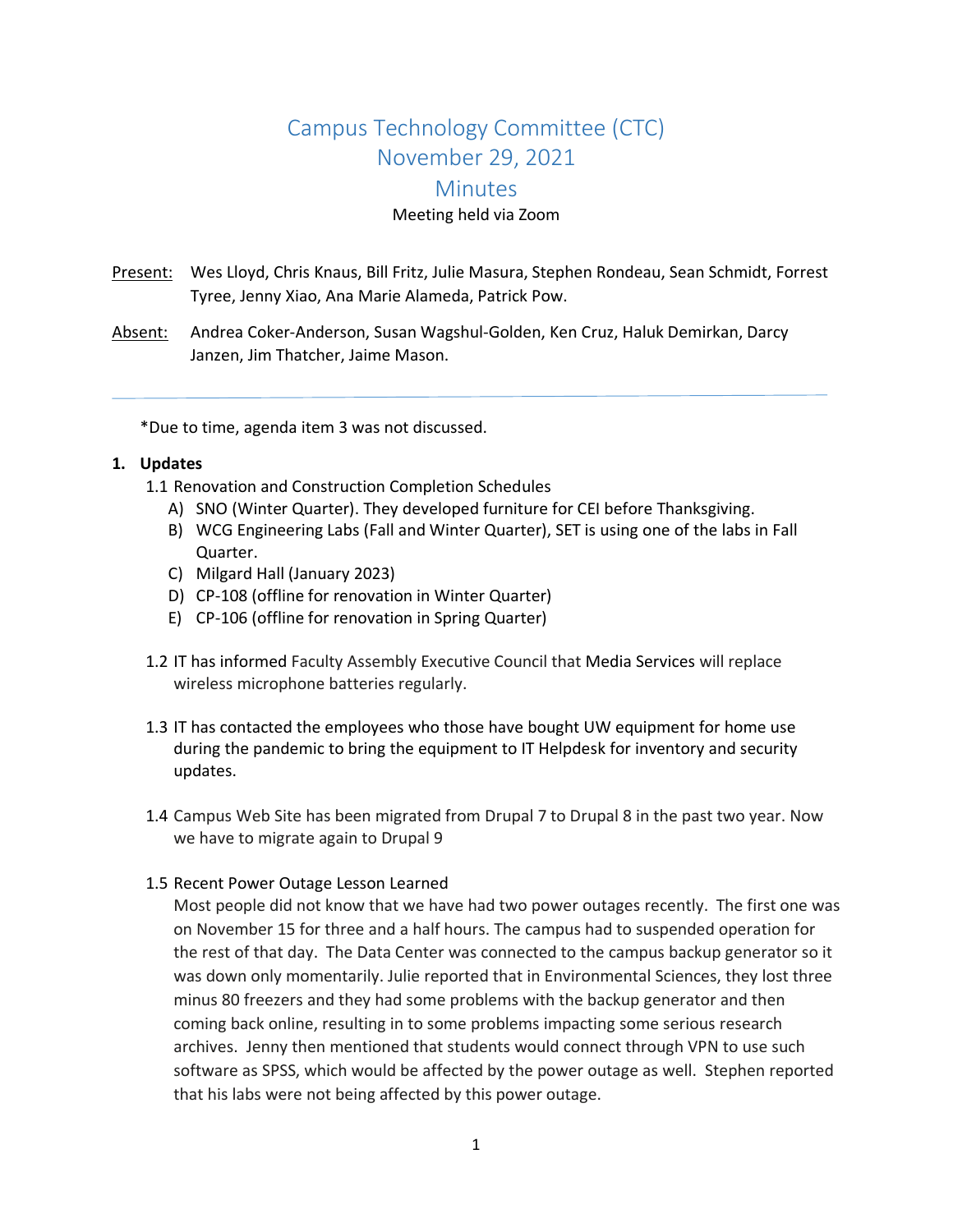# Campus Technology Committee (CTC)
# November 29, 2021
# Minutes

Meeting held via Zoom

Present: Wes Lloyd, Chris Knaus, Bill Fritz, Julie Masura, Stephen Rondeau, Sean Schmidt, Forrest Tyree, Jenny Xiao, Ana Marie Alameda, Patrick Pow.

Absent: Andrea Coker-Anderson, Susan Wagshul-Golden, Ken Cruz, Haluk Demirkan, Darcy Janzen, Jim Thatcher, Jaime Mason.

---

*Due to time, agenda item 3 was not discussed.

## 1. Updates

1.1 Renovation and Construction Completion Schedules

- A) SNO (Winter Quarter). They developed furniture for CEI before Thanksgiving.
- B) WCG Engineering Labs (Fall and Winter Quarter), SET is using one of the labs in Fall Quarter.
- C) Milgard Hall (January 2023)
- D) CP-108 (offline for renovation in Winter Quarter)
- E) CP-106 (offline for renovation in Spring Quarter)

1.2 IT has informed Faculty Assembly Executive Council that Media Services will replace wireless microphone batteries regularly.

1.3 IT has contacted the employees who those have bought UW equipment for home use during the pandemic to bring the equipment to IT Helpdesk for inventory and security updates.

1.4 Campus Web Site has been migrated from Drupal 7 to Drupal 8 in the past two year. Now we have to migrate again to Drupal 9

1.5 Recent Power Outage Lesson Learned

Most people did not know that we have had two power outages recently. The first one was on November 15 for three and a half hours. The campus had to suspended operation for the rest of that day. The Data Center was connected to the campus backup generator so it was down only momentarily. Julie reported that in Environmental Sciences, they lost three minus 80 freezers and they had some problems with the backup generator and then coming back online, resulting in to some problems impacting some serious research archives. Jenny then mentioned that students would connect through VPN to use such software as SPSS, which would be affected by the power outage as well. Stephen reported that his labs were not being affected by this power outage.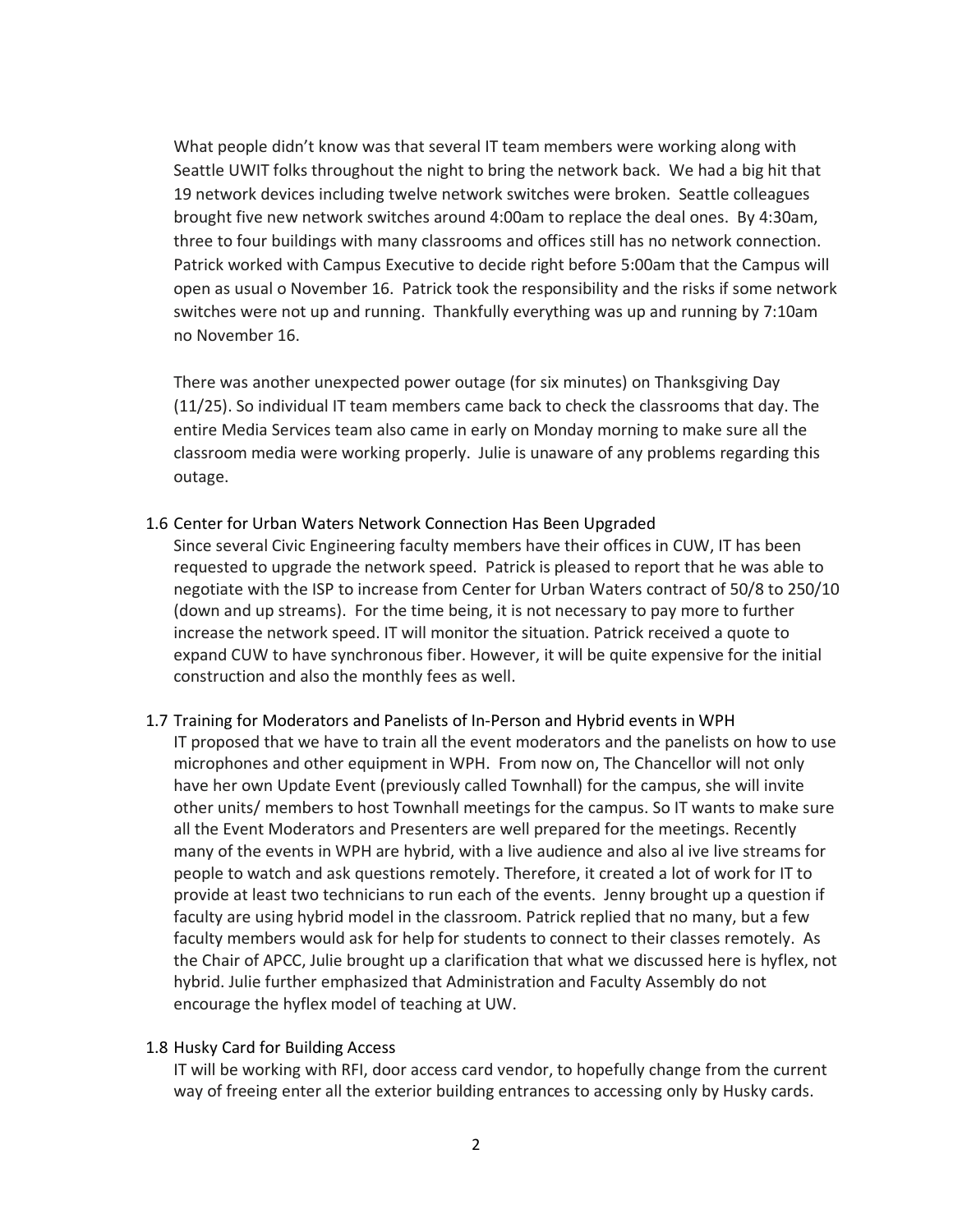What people didn't know was that several IT team members were working along with Seattle UWIT folks throughout the night to bring the network back. We had a big hit that 19 network devices including twelve network switches were broken. Seattle colleagues brought five new network switches around 4:00am to replace the deal ones. By 4:30am, three to four buildings with many classrooms and offices still has no network connection. Patrick worked with Campus Executive to decide right before 5:00am that the Campus will open as usual o November 16. Patrick took the responsibility and the risks if some network switches were not up and running. Thankfully everything was up and running by 7:10am no November 16.

There was another unexpected power outage (for six minutes) on Thanksgiving Day (11/25). So individual IT team members came back to check the classrooms that day. The entire Media Services team also came in early on Monday morning to make sure all the classroom media were working properly. Julie is unaware of any problems regarding this outage.

1.6 Center for Urban Waters Network Connection Has Been Upgraded

Since several Civic Engineering faculty members have their offices in CUW, IT has been requested to upgrade the network speed. Patrick is pleased to report that he was able to negotiate with the ISP to increase from Center for Urban Waters contract of 50/8 to 250/10 (down and up streams). For the time being, it is not necessary to pay more to further increase the network speed. IT will monitor the situation. Patrick received a quote to expand CUW to have synchronous fiber. However, it will be quite expensive for the initial construction and also the monthly fees as well.

1.7 Training for Moderators and Panelists of In-Person and Hybrid events in WPH

IT proposed that we have to train all the event moderators and the panelists on how to use microphones and other equipment in WPH. From now on, The Chancellor will not only have her own Update Event (previously called Townhall) for the campus, she will invite other units/ members to host Townhall meetings for the campus. So IT wants to make sure all the Event Moderators and Presenters are well prepared for the meetings. Recently many of the events in WPH are hybrid, with a live audience and also al ive live streams for people to watch and ask questions remotely. Therefore, it created a lot of work for IT to provide at least two technicians to run each of the events. Jenny brought up a question if faculty are using hybrid model in the classroom. Patrick replied that no many, but a few faculty members would ask for help for students to connect to their classes remotely. As the Chair of APCC, Julie brought up a clarification that what we discussed here is hyflex, not hybrid. Julie further emphasized that Administration and Faculty Assembly do not encourage the hyflex model of teaching at UW.

1.8 Husky Card for Building Access

IT will be working with RFI, door access card vendor, to hopefully change from the current way of freeing enter all the exterior building entrances to accessing only by Husky cards.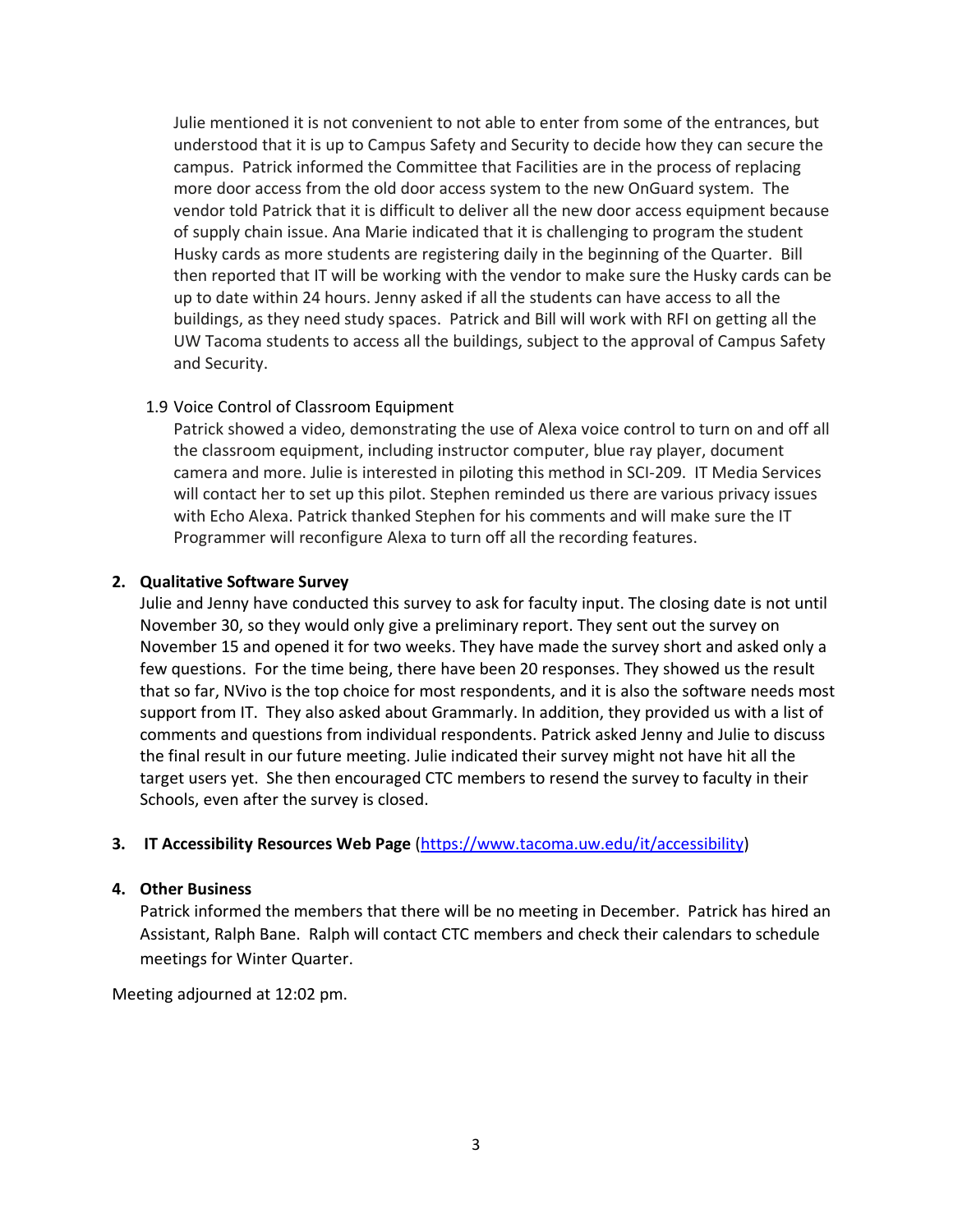Julie mentioned it is not convenient to not able to enter from some of the entrances, but understood that it is up to Campus Safety and Security to decide how they can secure the campus. Patrick informed the Committee that Facilities are in the process of replacing more door access from the old door access system to the new OnGuard system. The vendor told Patrick that it is difficult to deliver all the new door access equipment because of supply chain issue. Ana Marie indicated that it is challenging to program the student Husky cards as more students are registering daily in the beginning of the Quarter. Bill then reported that IT will be working with the vendor to make sure the Husky cards can be up to date within 24 hours. Jenny asked if all the students can have access to all the buildings, as they need study spaces. Patrick and Bill will work with RFI on getting all the UW Tacoma students to access all the buildings, subject to the approval of Campus Safety and Security.

1.9 Voice Control of Classroom Equipment

Patrick showed a video, demonstrating the use of Alexa voice control to turn on and off all the classroom equipment, including instructor computer, blue ray player, document camera and more. Julie is interested in piloting this method in SCI-209. IT Media Services will contact her to set up this pilot. Stephen reminded us there are various privacy issues with Echo Alexa. Patrick thanked Stephen for his comments and will make sure the IT Programmer will reconfigure Alexa to turn off all the recording features.

**2. Qualitative Software Survey**

Julie and Jenny have conducted this survey to ask for faculty input. The closing date is not until November 30, so they would only give a preliminary report. They sent out the survey on November 15 and opened it for two weeks. They have made the survey short and asked only a few questions. For the time being, there have been 20 responses. They showed us the result that so far, NVivo is the top choice for most respondents, and it is also the software needs most support from IT. They also asked about Grammarly. In addition, they provided us with a list of comments and questions from individual respondents. Patrick asked Jenny and Julie to discuss the final result in our future meeting. Julie indicated their survey might not have hit all the target users yet. She then encouraged CTC members to resend the survey to faculty in their Schools, even after the survey is closed.

**3. IT Accessibility Resources Web Page** (https://www.tacoma.uw.edu/it/accessibility)

**4. Other Business**

Patrick informed the members that there will be no meeting in December. Patrick has hired an Assistant, Ralph Bane. Ralph will contact CTC members and check their calendars to schedule meetings for Winter Quarter.

Meeting adjourned at 12:02 pm.